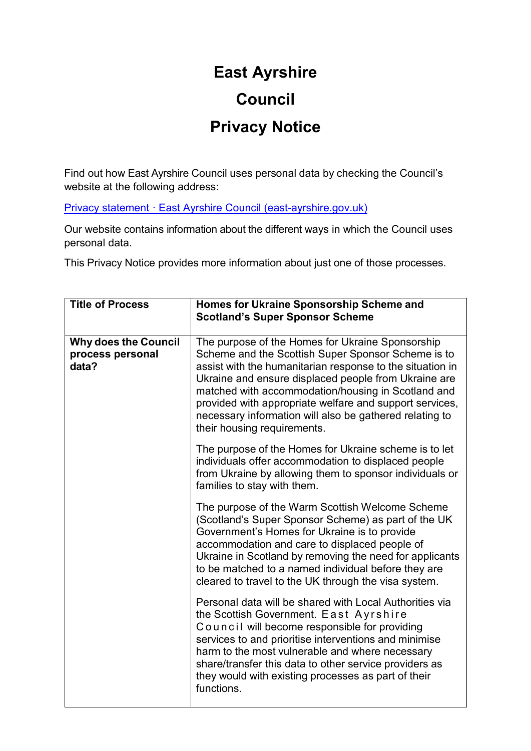# East Ayrshire Council Privacy Notice

Find out how East Ayrshire Council uses personal data by checking the Council's website at the following address:

[Privacy statement · East Ayrshire Council (east-ayrshire.gov.uk)](https://www.east-ayrshire.gov.uk)

Our website contains information about the different ways in which the Council uses personal data.

This Privacy Notice provides more information about just one of those processes.

| **Title of Process** | **Homes for Ukraine Sponsorship Scheme and Scotland's Super Sponsor Scheme** |
|---|---|
| **Why does the Council process personal data?** | The purpose of the Homes for Ukraine Sponsorship Scheme and the Scottish Super Sponsor Scheme is to assist with the humanitarian response to the situation in Ukraine and ensure displaced people from Ukraine are matched with accommodation/housing in Scotland and provided with appropriate welfare and support services, necessary information will also be gathered relating to their housing requirements.<br><br>The purpose of the Homes for Ukraine scheme is to let individuals offer accommodation to displaced people from Ukraine by allowing them to sponsor individuals or families to stay with them.<br><br>The purpose of the Warm Scottish Welcome Scheme (Scotland's Super Sponsor Scheme) as part of the UK Government's Homes for Ukraine is to provide accommodation and care to displaced people of Ukraine in Scotland by removing the need for applicants to be matched to a named individual before they are cleared to travel to the UK through the visa system.<br><br>Personal data will be shared with Local Authorities via the Scottish Government. East Ayrshire Council will become responsible for providing services to and prioritise interventions and minimise harm to the most vulnerable and where necessary share/transfer this data to other service providers as they would with existing processes as part of their functions. |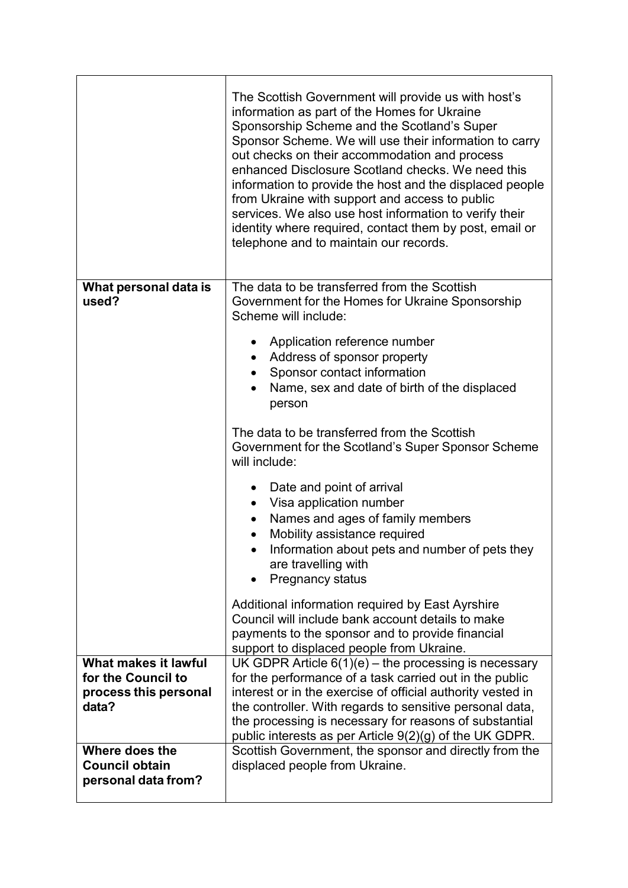| | |
|---|---|
| | The Scottish Government will provide us with host's information as part of the Homes for Ukraine Sponsorship Scheme and the Scotland's Super Sponsor Scheme. We will use their information to carry out checks on their accommodation and process enhanced Disclosure Scotland checks. We need this information to provide the host and the displaced people from Ukraine with support and access to public services. We also use host information to verify their identity where required, contact them by post, email or telephone and to maintain our records. |
| **What personal data is used?** | The data to be transferred from the Scottish Government for the Homes for Ukraine Sponsorship Scheme will include:<br><br>• Application reference number<br>• Address of sponsor property<br>• Sponsor contact information<br>• Name, sex and date of birth of the displaced person<br><br>The data to be transferred from the Scottish Government for the Scotland's Super Sponsor Scheme will include:<br><br>• Date and point of arrival<br>• Visa application number<br>• Names and ages of family members<br>• Mobility assistance required<br>• Information about pets and number of pets they are travelling with<br>• Pregnancy status<br><br>Additional information required by East Ayrshire Council will include bank account details to make payments to the sponsor and to provide financial support to displaced people from Ukraine. |
| **What makes it lawful for the Council to process this personal data?** | UK GDPR Article 6(1)(e) – the processing is necessary for the performance of a task carried out in the public interest or in the exercise of official authority vested in the controller. With regards to sensitive personal data, the processing is necessary for reasons of substantial public interests as per Article 9(2)(g) of the UK GDPR. |
| **Where does the Council obtain personal data from?** | Scottish Government, the sponsor and directly from the displaced people from Ukraine. |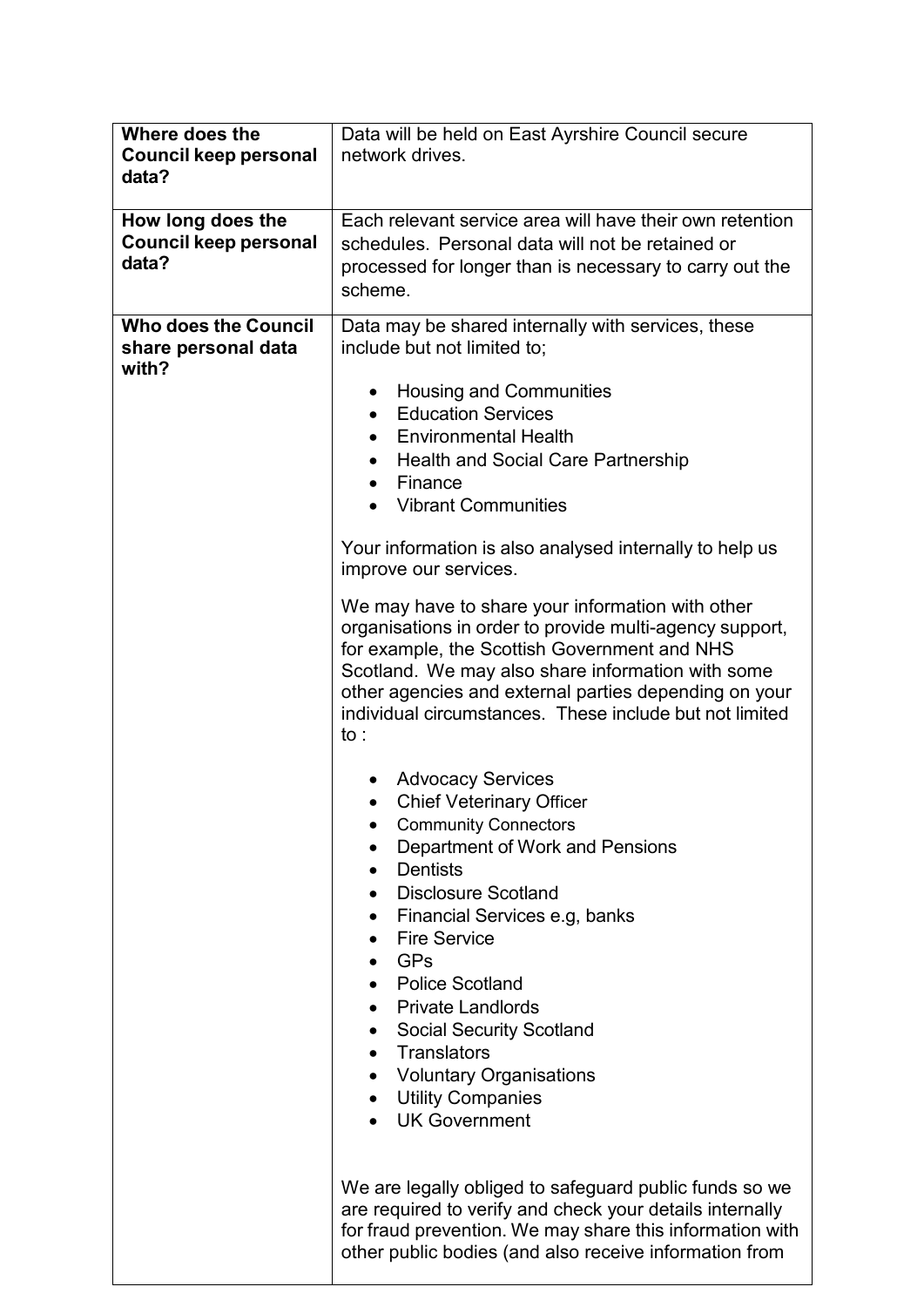| | |
|---|---|
| **Where does the Council keep personal data?** | Data will be held on East Ayrshire Council secure network drives. |
| **How long does the Council keep personal data?** | Each relevant service area will have their own retention schedules. Personal data will not be retained or processed for longer than is necessary to carry out the scheme. |
| **Who does the Council share personal data with?** | Data may be shared internally with services, these include but not limited to;<br><br>• Housing and Communities<br>• Education Services<br>• Environmental Health<br>• Health and Social Care Partnership<br>• Finance<br>• Vibrant Communities<br><br>Your information is also analysed internally to help us improve our services.<br><br>We may have to share your information with other organisations in order to provide multi-agency support, for example, the Scottish Government and NHS Scotland. We may also share information with some other agencies and external parties depending on your individual circumstances. These include but not limited to :<br><br>• Advocacy Services<br>• Chief Veterinary Officer<br>• Community Connectors<br>• Department of Work and Pensions<br>• Dentists<br>• Disclosure Scotland<br>• Financial Services e.g, banks<br>• Fire Service<br>• GPs<br>• Police Scotland<br>• Private Landlords<br>• Social Security Scotland<br>• Translators<br>• Voluntary Organisations<br>• Utility Companies<br>• UK Government<br><br>We are legally obliged to safeguard public funds so we are required to verify and check your details internally for fraud prevention. We may share this information with other public bodies (and also receive information from |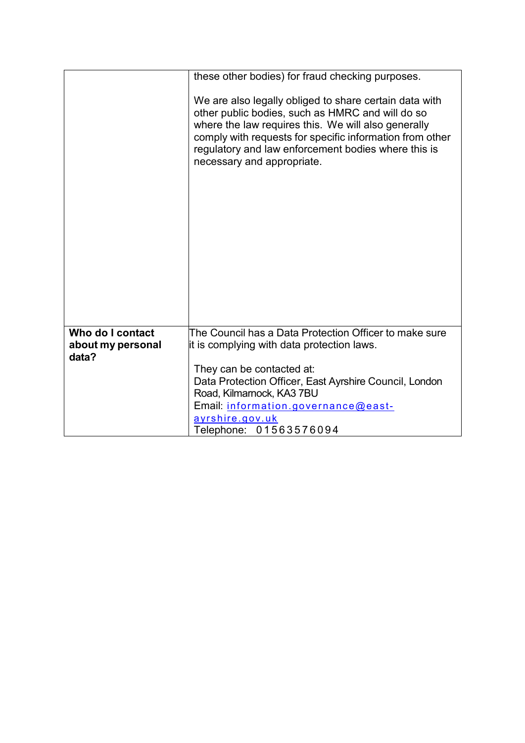| | |
|---|---|
| | these other bodies) for fraud checking purposes.<br><br>We are also legally obliged to share certain data with other public bodies, such as HMRC and will do so where the law requires this. We will also generally comply with requests for specific information from other regulatory and law enforcement bodies where this is necessary and appropriate. |
| **Who do I contact about my personal data?** | The Council has a Data Protection Officer to make sure it is complying with data protection laws.<br><br>They can be contacted at:<br>Data Protection Officer, East Ayrshire Council, London Road, Kilmarnock, KA3 7BU<br>Email: information.governance@east-ayrshire.gov.uk<br>Telephone: 01563576094 |